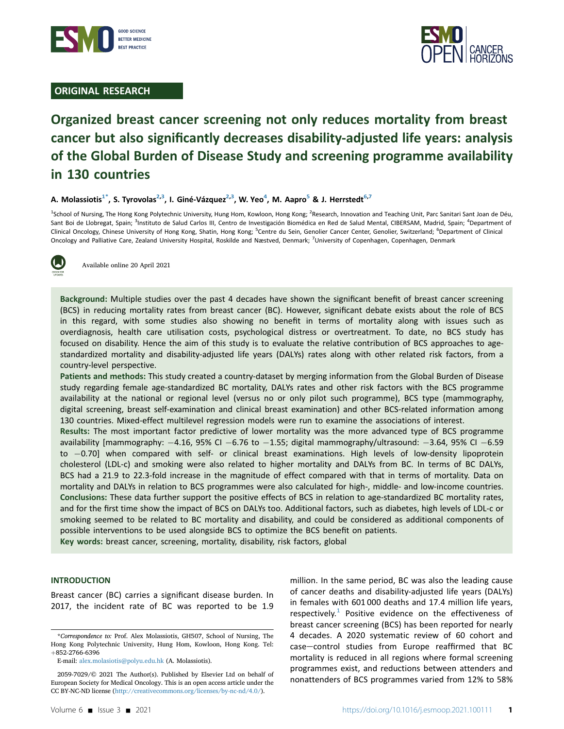ORIGINAL RESEARCH

# Organized breast cancer screening not only reduces mortality from breast cancer but also significantly decreases disability-adjusted life years: analysis of the Global Burden of Disease Study and screening programme availability in 130 countries

**A. Molassiotis[1*], S. Tyrovolas[2,3], I. Giné-Vázquez[2,3], W. Yeo[4], M. Aapro[5] & J. Herrstedt[6,7]**

[1]School of Nursing, The Hong Kong Polytechnic University, Hung Hom, Kowloon, Hong Kong; [2]Research, Innovation and Teaching Unit, Parc Sanitari Sant Joan de Déu, Sant Boi de Llobregat, Spain; [3]Instituto de Salud Carlos III, Centro de Investigación Biomédica en Red de Salud Mental, CIBERSAM, Madrid, Spain; [4]Department of Clinical Oncology, Chinese University of Hong Kong, Shatin, Hong Kong; [5]Centre du Sein, Genolier Cancer Center, Genolier, Switzerland; [6]Department of Clinical Oncology and Palliative Care, Zealand University Hospital, Roskilde and Næstved, Denmark; [7]University of Copenhagen, Copenhagen, Denmark

Available online 20 April 2021

**Background:** Multiple studies over the past 4 decades have shown the significant benefit of breast cancer screening (BCS) in reducing mortality rates from breast cancer (BC). However, significant debate exists about the role of BCS in this regard, with some studies also showing no benefit in terms of mortality along with issues such as overdiagnosis, health care utilisation costs, psychological distress or overtreatment. To date, no BCS study has focused on disability. Hence the aim of this study is to evaluate the relative contribution of BCS approaches to age-standardized mortality and disability-adjusted life years (DALYs) rates along with other related risk factors, from a country-level perspective.

**Patients and methods:** This study created a country-dataset by merging information from the Global Burden of Disease study regarding female age-standardized BC mortality, DALYs rates and other risk factors with the BCS programme availability at the national or regional level (versus no or only pilot such programme), BCS type (mammography, digital screening, breast self-examination and clinical breast examination) and other BCS-related information among 130 countries. Mixed-effect multilevel regression models were run to examine the associations of interest.

**Results:** The most important factor predictive of lower mortality was the more advanced type of BCS programme availability [mammography: −4.16, 95% CI −6.76 to −1.55; digital mammography/ultrasound: −3.64, 95% CI −6.59 to −0.70] when compared with self- or clinical breast examinations. High levels of low-density lipoprotein cholesterol (LDL-c) and smoking were also related to higher mortality and DALYs from BC. In terms of BC DALYs, BCS had a 21.9 to 22.3-fold increase in the magnitude of effect compared with that in terms of mortality. Data on mortality and DALYs in relation to BCS programmes were also calculated for high-, middle- and low-income countries.

**Conclusions:** These data further support the positive effects of BCS in relation to age-standardized BC mortality rates, and for the first time show the impact of BCS on DALYs too. Additional factors, such as diabetes, high levels of LDL-c or smoking seemed to be related to BC mortality and disability, and could be considered as additional components of possible interventions to be used alongside BCS to optimize the BCS benefit on patients.

**Key words:** breast cancer, screening, mortality, disability, risk factors, global

## INTRODUCTION

Breast cancer (BC) carries a significant disease burden. In 2017, the incident rate of BC was reported to be 1.9 million. In the same period, BC was also the leading cause of cancer deaths and disability-adjusted life years (DALYs) in females with 601 000 deaths and 17.4 million life years, respectively.[1] Positive evidence on the effectiveness of breast cancer screening (BCS) has been reported for nearly 4 decades. A 2020 systematic review of 60 cohort and case−control studies from Europe reaffirmed that BC mortality is reduced in all regions where formal screening programmes exist, and reductions between attenders and nonattenders of BCS programmes varied from 12% to 58%

*Correspondence to: Prof. Alex Molassiotis, GH507, School of Nursing, The Hong Kong Polytechnic University, Hung Hom, Kowloon, Hong Kong. Tel: +852-2766-6396

E-mail: alex.molasiotis@polyu.edu.hk (A. Molassiotis).

2059-7029/© 2021 The Author(s). Published by Elsevier Ltd on behalf of European Society for Medical Oncology. This is an open access article under the CC BY-NC-ND license (http://creativecommons.org/licenses/by-nc-nd/4.0/).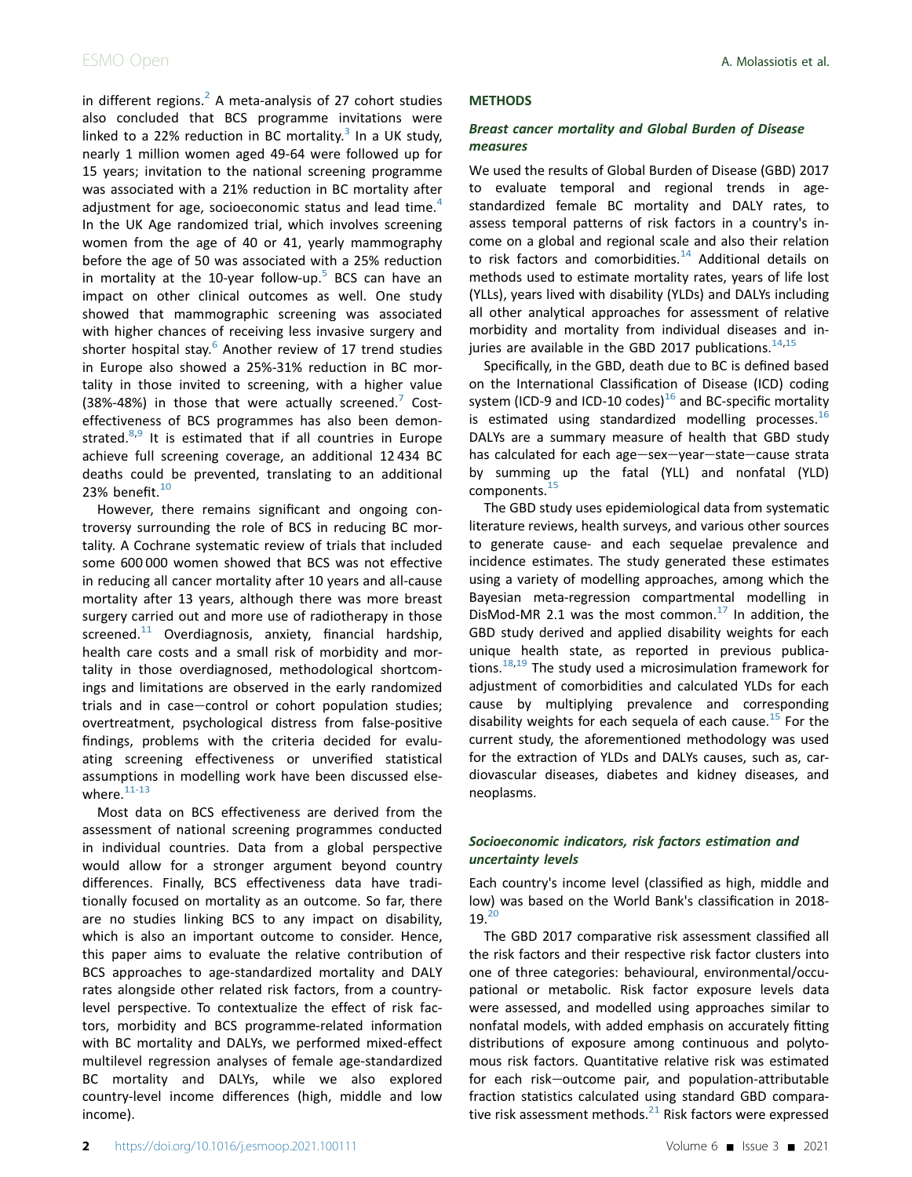in different regions.[2] A meta-analysis of 27 cohort studies also concluded that BCS programme invitations were linked to a 22% reduction in BC mortality.[3] In a UK study, nearly 1 million women aged 49-64 were followed up for 15 years; invitation to the national screening programme was associated with a 21% reduction in BC mortality after adjustment for age, socioeconomic status and lead time.[4] In the UK Age randomized trial, which involves screening women from the age of 40 or 41, yearly mammography before the age of 50 was associated with a 25% reduction in mortality at the 10-year follow-up.[5] BCS can have an impact on other clinical outcomes as well. One study showed that mammographic screening was associated with higher chances of receiving less invasive surgery and shorter hospital stay.[6] Another review of 17 trend studies in Europe also showed a 25%-31% reduction in BC mortality in those invited to screening, with a higher value (38%-48%) in those that were actually screened.[7] Cost-effectiveness of BCS programmes has also been demonstrated.[8,9] It is estimated that if all countries in Europe achieve full screening coverage, an additional 12 434 BC deaths could be prevented, translating to an additional 23% benefit.[10]

However, there remains significant and ongoing controversy surrounding the role of BCS in reducing BC mortality. A Cochrane systematic review of trials that included some 600 000 women showed that BCS was not effective in reducing all cancer mortality after 10 years and all-cause mortality after 13 years, although there was more breast surgery carried out and more use of radiotherapy in those screened.[11] Overdiagnosis, anxiety, financial hardship, health care costs and a small risk of morbidity and mortality in those overdiagnosed, methodological shortcomings and limitations are observed in the early randomized trials and in case−control or cohort population studies; overtreatment, psychological distress from false-positive findings, problems with the criteria decided for evaluating screening effectiveness or unverified statistical assumptions in modelling work have been discussed elsewhere.[11-13]

Most data on BCS effectiveness are derived from the assessment of national screening programmes conducted in individual countries. Data from a global perspective would allow for a stronger argument beyond country differences. Finally, BCS effectiveness data have traditionally focused on mortality as an outcome. So far, there are no studies linking BCS to any impact on disability, which is also an important outcome to consider. Hence, this paper aims to evaluate the relative contribution of BCS approaches to age-standardized mortality and DALY rates alongside other related risk factors, from a country-level perspective. To contextualize the effect of risk factors, morbidity and BCS programme-related information with BC mortality and DALYs, we performed mixed-effect multilevel regression analyses of female age-standardized BC mortality and DALYs, while we also explored country-level income differences (high, middle and low income).

## METHODS

### *Breast cancer mortality and Global Burden of Disease measures*

We used the results of Global Burden of Disease (GBD) 2017 to evaluate temporal and regional trends in age-standardized female BC mortality and DALY rates, to assess temporal patterns of risk factors in a country's income on a global and regional scale and also their relation to risk factors and comorbidities.[14] Additional details on methods used to estimate mortality rates, years of life lost (YLLs), years lived with disability (YLDs) and DALYs including all other analytical approaches for assessment of relative morbidity and mortality from individual diseases and injuries are available in the GBD 2017 publications.[14,15]

Specifically, in the GBD, death due to BC is defined based on the International Classification of Disease (ICD) coding system (ICD-9 and ICD-10 codes)[16] and BC-specific mortality is estimated using standardized modelling processes.[16] DALYs are a summary measure of health that GBD study has calculated for each age−sex−year−state−cause strata by summing up the fatal (YLL) and nonfatal (YLD) components.[15]

The GBD study uses epidemiological data from systematic literature reviews, health surveys, and various other sources to generate cause- and each sequelae prevalence and incidence estimates. The study generated these estimates using a variety of modelling approaches, among which the Bayesian meta-regression compartmental modelling in DisMod-MR 2.1 was the most common.[17] In addition, the GBD study derived and applied disability weights for each unique health state, as reported in previous publications.[18,19] The study used a microsimulation framework for adjustment of comorbidities and calculated YLDs for each cause by multiplying prevalence and corresponding disability weights for each sequela of each cause.[15] For the current study, the aforementioned methodology was used for the extraction of YLDs and DALYs causes, such as, cardiovascular diseases, diabetes and kidney diseases, and neoplasms.

### *Socioeconomic indicators, risk factors estimation and uncertainty levels*

Each country's income level (classified as high, middle and low) was based on the World Bank's classification in 2018-19.[20]

The GBD 2017 comparative risk assessment classified all the risk factors and their respective risk factor clusters into one of three categories: behavioural, environmental/occupational or metabolic. Risk factor exposure levels data were assessed, and modelled using approaches similar to nonfatal models, with added emphasis on accurately fitting distributions of exposure among continuous and polytomous risk factors. Quantitative relative risk was estimated for each risk−outcome pair, and population-attributable fraction statistics calculated using standard GBD comparative risk assessment methods.[21] Risk factors were expressed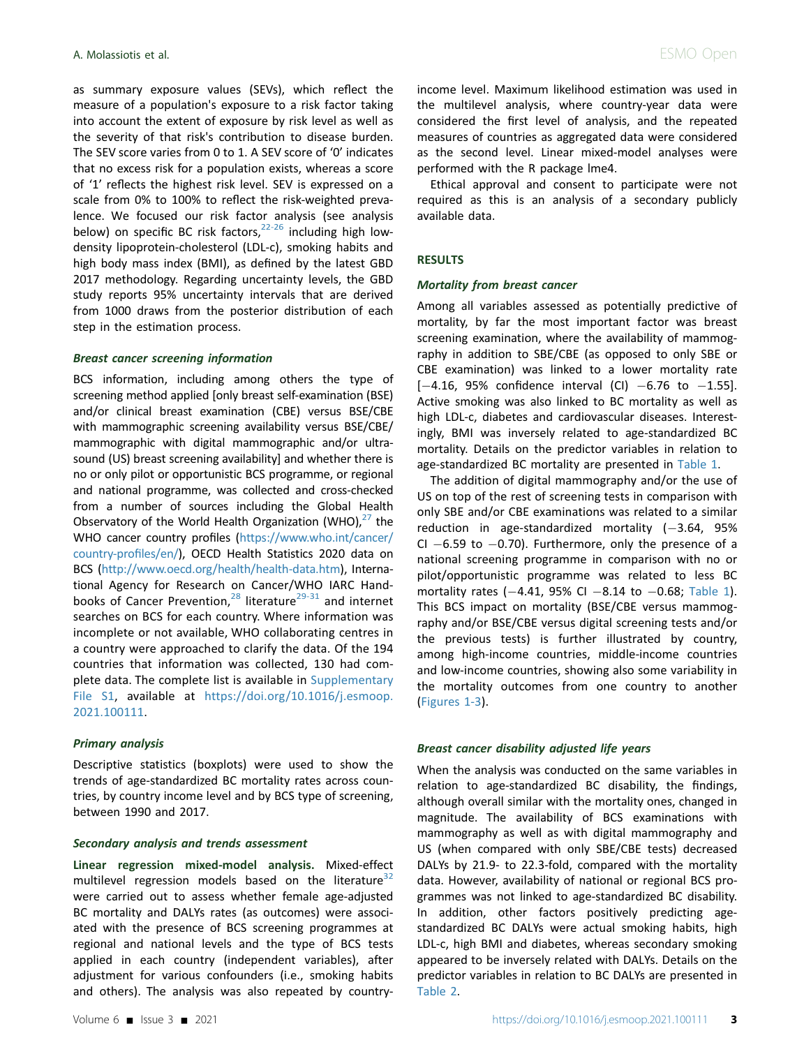as summary exposure values (SEVs), which reflect the measure of a population's exposure to a risk factor taking into account the extent of exposure by risk level as well as the severity of that risk's contribution to disease burden. The SEV score varies from 0 to 1. A SEV score of '0' indicates that no excess risk for a population exists, whereas a score of '1' reflects the highest risk level. SEV is expressed on a scale from 0% to 100% to reflect the risk-weighted prevalence. We focused our risk factor analysis (see analysis below) on specific BC risk factors,[22-26] including high low-density lipoprotein-cholesterol (LDL-c), smoking habits and high body mass index (BMI), as defined by the latest GBD 2017 methodology. Regarding uncertainty levels, the GBD study reports 95% uncertainty intervals that are derived from 1000 draws from the posterior distribution of each step in the estimation process.

### *Breast cancer screening information*

BCS information, including among others the type of screening method applied [only breast self-examination (BSE) and/or clinical breast examination (CBE) versus BSE/CBE with mammographic screening availability versus BSE/CBE/mammographic with digital mammographic and/or ultrasound (US) breast screening availability] and whether there is no or only pilot or opportunistic BCS programme, or regional and national programme, was collected and cross-checked from a number of sources including the Global Health Observatory of the World Health Organization (WHO),[27] the WHO cancer country profiles (https://www.who.int/cancer/country-profiles/en/), OECD Health Statistics 2020 data on BCS (http://www.oecd.org/health/health-data.htm), International Agency for Research on Cancer/WHO IARC Handbooks of Cancer Prevention,[28] literature[29-31] and internet searches on BCS for each country. Where information was incomplete or not available, WHO collaborating centres in a country were approached to clarify the data. Of the 194 countries that information was collected, 130 had complete data. The complete list is available in Supplementary File S1, available at https://doi.org/10.1016/j.esmoop.2021.100111.

### *Primary analysis*

Descriptive statistics (boxplots) were used to show the trends of age-standardized BC mortality rates across countries, by country income level and by BCS type of screening, between 1990 and 2017.

### *Secondary analysis and trends assessment*

**Linear regression mixed-model analysis.** Mixed-effect multilevel regression models based on the literature[32] were carried out to assess whether female age-adjusted BC mortality and DALYs rates (as outcomes) were associated with the presence of BCS screening programmes at regional and national levels and the type of BCS tests applied in each country (independent variables), after adjustment for various confounders (i.e., smoking habits and others). The analysis was also repeated by country-income level. Maximum likelihood estimation was used in the multilevel analysis, where country-year data were considered the first level of analysis, and the repeated measures of countries as aggregated data were considered as the second level. Linear mixed-model analyses were performed with the R package lme4.

Ethical approval and consent to participate were not required as this is an analysis of a secondary publicly available data.

## RESULTS

### *Mortality from breast cancer*

Among all variables assessed as potentially predictive of mortality, by far the most important factor was breast screening examination, where the availability of mammography in addition to SBE/CBE (as opposed to only SBE or CBE examination) was linked to a lower mortality rate [−4.16, 95% confidence interval (CI) −6.76 to −1.55]. Active smoking was also linked to BC mortality as well as high LDL-c, diabetes and cardiovascular diseases. Interestingly, BMI was inversely related to age-standardized BC mortality. Details on the predictor variables in relation to age-standardized BC mortality are presented in Table 1.

The addition of digital mammography and/or the use of US on top of the rest of screening tests in comparison with only SBE and/or CBE examinations was related to a similar reduction in age-standardized mortality (−3.64, 95% CI −6.59 to −0.70). Furthermore, only the presence of a national screening programme in comparison with no or pilot/opportunistic programme was related to less BC mortality rates (−4.41, 95% CI −8.14 to −0.68; Table 1). This BCS impact on mortality (BSE/CBE versus mammography and/or BSE/CBE versus digital screening tests and/or the previous tests) is further illustrated by country, among high-income countries, middle-income countries and low-income countries, showing also some variability in the mortality outcomes from one country to another (Figures 1-3).

### *Breast cancer disability adjusted life years*

When the analysis was conducted on the same variables in relation to age-standardized BC disability, the findings, although overall similar with the mortality ones, changed in magnitude. The availability of BCS examinations with mammography as well as with digital mammography and US (when compared with only SBE/CBE tests) decreased DALYs by 21.9- to 22.3-fold, compared with the mortality data. However, availability of national or regional BCS programmes was not linked to age-standardized BC disability. In addition, other factors positively predicting age-standardized BC DALYs were actual smoking habits, high LDL-c, high BMI and diabetes, whereas secondary smoking appeared to be inversely related with DALYs. Details on the predictor variables in relation to BC DALYs are presented in Table 2.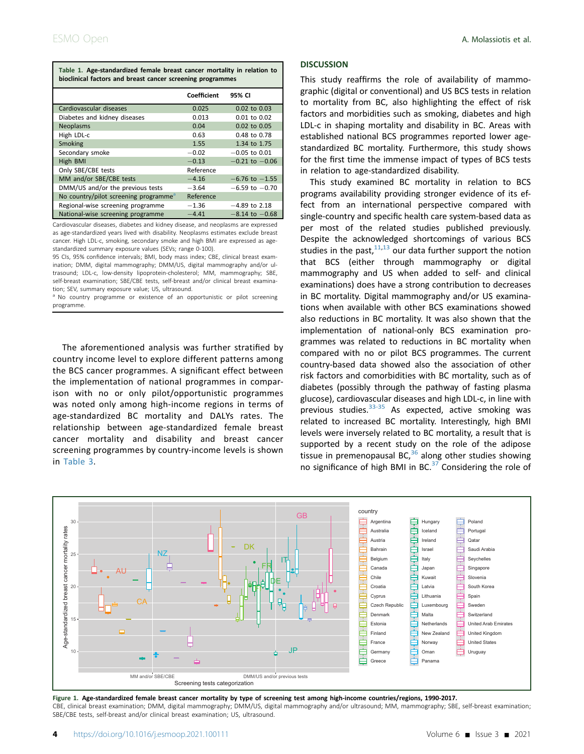Table 1. Age-standardized female breast cancer mortality in relation to bioclinical factors and breast cancer screening programmes

| | Coefficient | 95% CI |
|---|---|---|
| Cardiovascular diseases | 0.025 | 0.02 to 0.03 |
| Diabetes and kidney diseases | 0.013 | 0.01 to 0.02 |
| Neoplasms | 0.04 | 0.02 to 0.05 |
| High LDL-c | 0.63 | 0.48 to 0.78 |
| Smoking | 1.55 | 1.34 to 1.75 |
| Secondary smoke | −0.02 | −0.05 to 0.01 |
| High BMI | −0.13 | −0.21 to −0.06 |
| Only SBE/CBE tests | Reference | |
| MM and/or SBE/CBE tests | −4.16 | −6.76 to −1.55 |
| DMM/US and/or the previous tests | −3.64 | −6.59 to −0.70 |
| No country/pilot screening programme[a] | Reference | |
| Regional-wise screening programme | −1.36 | −4.89 to 2.18 |
| National-wise screening programme | −4.41 | −8.14 to −0.68 |

Cardiovascular diseases, diabetes and kidney disease, and neoplasms are expressed as age-standardized years lived with disability. Neoplasms estimates exclude breast cancer. High LDL-c, smoking, secondary smoke and high BMI are expressed as age-standardized summary exposure values (SEVs; range 0-100).

95 CIs, 95% confidence intervals; BMI, body mass index; CBE, clinical breast examination; DMM, digital mammography; DMM/US, digital mammography and/or ultrasound; LDL-c, low-density lipoprotein-cholesterol; MM, mammography; SBE, self-breast examination; SBE/CBE tests, self-breast and/or clinical breast examination; SEV, summary exposure value; US, ultrasound.

[a] No country programme or existence of an opportunistic or pilot screening programme.

The aforementioned analysis was further stratified by country income level to explore different patterns among the BCS cancer programmes. A significant effect between the implementation of national programmes in comparison with no or only pilot/opportunistic programmes was noted only among high-income regions in terms of age-standardized BC mortality and DALYs rates. The relationship between age-standardized female breast cancer mortality and disability and breast cancer screening programmes by country-income levels is shown in Table 3.

## DISCUSSION

This study reaffirms the role of availability of mammographic (digital or conventional) and US BCS tests in relation to mortality from BC, also highlighting the effect of risk factors and morbidities such as smoking, diabetes and high LDL-c in shaping mortality and disability in BC. Areas with established national BCS programmes reported lower age-standardized BC mortality. Furthermore, this study shows for the first time the immense impact of types of BCS tests in relation to age-standardized disability.

This study examined BC mortality in relation to BCS programs availability providing stronger evidence of its effect from an international perspective compared with single-country and specific health care system-based data as per most of the related studies published previously. Despite the acknowledged shortcomings of various BCS studies in the past,[11,13] our data further support the notion that BCS (either through mammography or digital mammography and US when added to self- and clinical examinations) does have a strong contribution to decreases in BC mortality. Digital mammography and/or US examinations when available with other BCS examinations showed also reductions in BC mortality. It was also shown that the implementation of national-only BCS examination programmes was related to reductions in BC mortality when compared with no or pilot BCS programmes. The current country-based data showed also the association of other risk factors and comorbidities with BC mortality, such as of diabetes (possibly through the pathway of fasting plasma glucose), cardiovascular diseases and high LDL-c, in line with previous studies.[33-35] As expected, active smoking was related to increased BC mortality. Interestingly, high BMI levels were inversely related to BC mortality, a result that is supported by a recent study on the role of the adipose tissue in premenopausal BC,[36] along other studies showing no significance of high BMI in BC.[37] Considering the role of

Figure 1. Age-standardized female breast cancer mortality by type of screening test among high-income countries/regions, 1990-2017.

CBE, clinical breast examination; DMM, digital mammography; DMM/US, digital mammography and/or ultrasound; MM, mammography; SBE, self-breast examination; SBE/CBE tests, self-breast and/or clinical breast examination; US, ultrasound.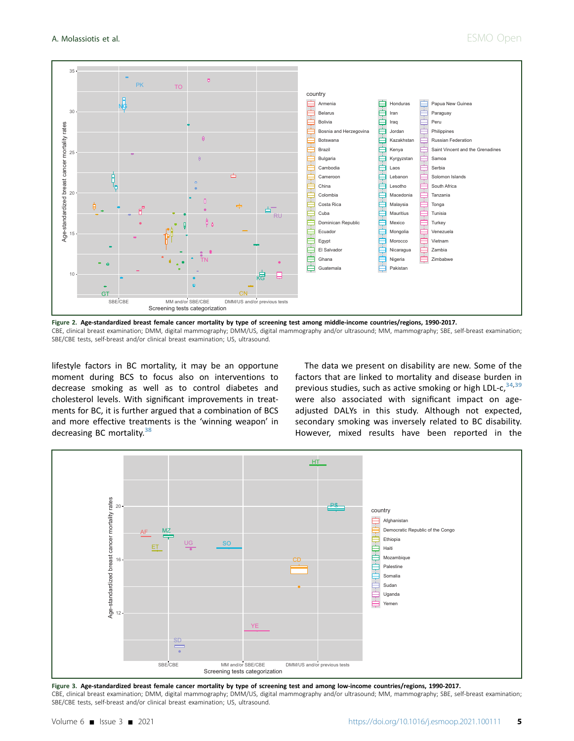**Figure 2. Age-standardized breast female cancer mortality by type of screening test among middle-income countries/regions, 1990-2017.**
CBE, clinical breast examination; DMM, digital mammography; DMM/US, digital mammography and/or ultrasound; MM, mammography; SBE, self-breast examination; SBE/CBE tests, self-breast and/or clinical breast examination; US, ultrasound.

lifestyle factors in BC mortality, it may be an opportune moment during BCS to focus also on interventions to decrease smoking as well as to control diabetes and cholesterol levels. With significant improvements in treatments for BC, it is further argued that a combination of BCS and more effective treatments is the 'winning weapon' in decreasing BC mortality.[38]

The data we present on disability are new. Some of the factors that are linked to mortality and disease burden in previous studies, such as active smoking or high LDL-c,[34,39] were also associated with significant impact on age-adjusted DALYs in this study. Although not expected, secondary smoking was inversely related to BC disability. However, mixed results have been reported in the

**Figure 3. Age-standardized breast female cancer mortality by type of screening test and among low-income countries/regions, 1990-2017.**
CBE, clinical breast examination; DMM, digital mammography; DMM/US, digital mammography and/or ultrasound; MM, mammography; SBE, self-breast examination; SBE/CBE tests, self-breast and/or clinical breast examination; US, ultrasound.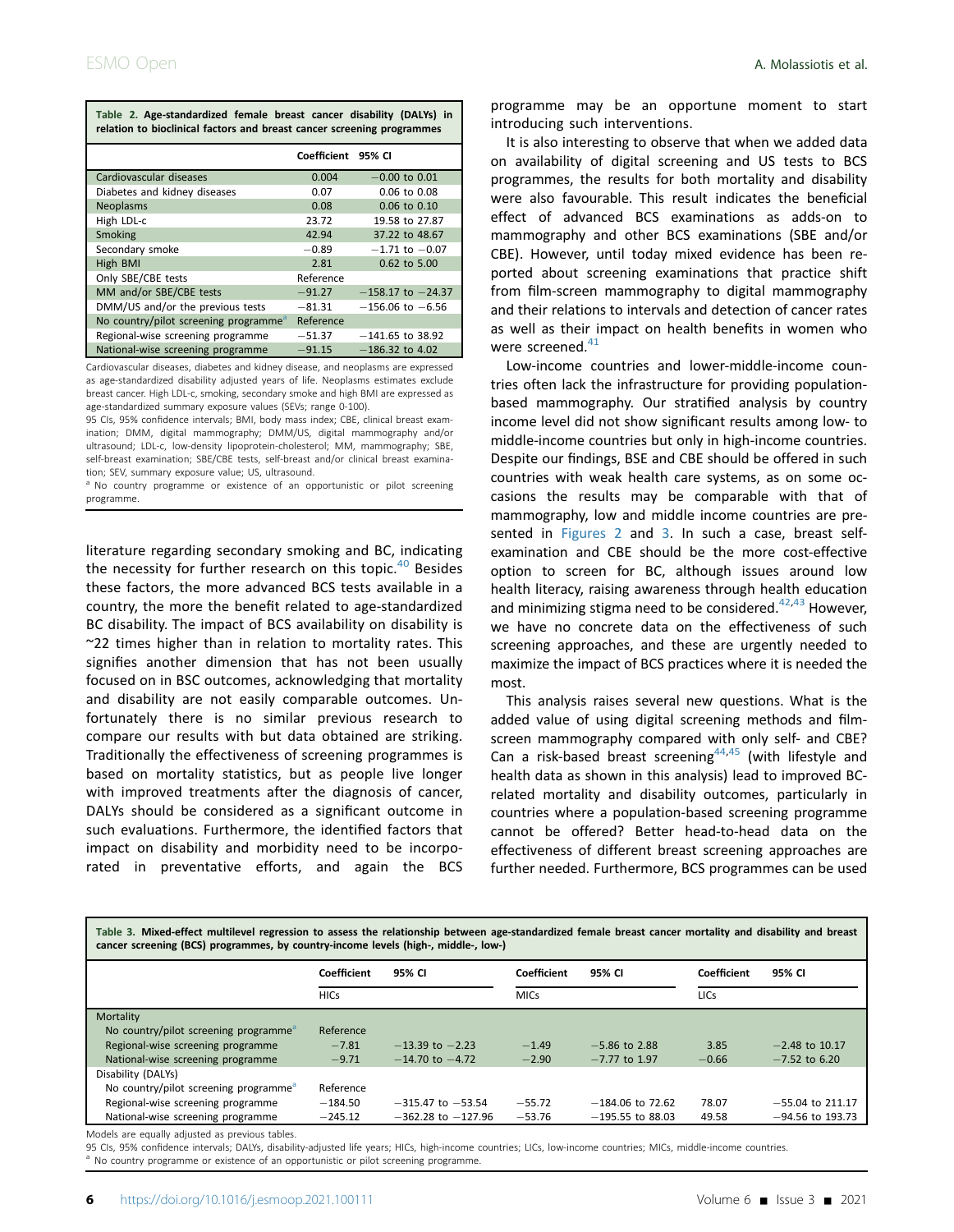**Table 2. Age-standardized female breast cancer disability (DALYs) in relation to bioclinical factors and breast cancer screening programmes**

| | Coefficient | 95% CI |
|---|---|---|
| Cardiovascular diseases | 0.004 | −0.00 to 0.01 |
| Diabetes and kidney diseases | 0.07 | 0.06 to 0.08 |
| Neoplasms | 0.08 | 0.06 to 0.10 |
| High LDL-c | 23.72 | 19.58 to 27.87 |
| Smoking | 42.94 | 37.22 to 48.67 |
| Secondary smoke | −0.89 | −1.71 to −0.07 |
| High BMI | 2.81 | 0.62 to 5.00 |
| Only SBE/CBE tests | Reference | |
| MM and/or SBE/CBE tests | −91.27 | −158.17 to −24.37 |
| DMM/US and/or the previous tests | −81.31 | −156.06 to −6.56 |
| No country/pilot screening programme[a] | Reference | |
| Regional-wise screening programme | −51.37 | −141.65 to 38.92 |
| National-wise screening programme | −91.15 | −186.32 to 4.02 |

Cardiovascular diseases, diabetes and kidney disease, and neoplasms are expressed as age-standardized disability adjusted years of life. Neoplasms estimates exclude breast cancer. High LDL-c, smoking, secondary smoke and high BMI are expressed as age-standardized summary exposure values (SEVs; range 0-100).

95 CIs, 95% confidence intervals; BMI, body mass index; CBE, clinical breast examination; DMM, digital mammography; DMM/US, digital mammography and/or ultrasound; LDL-c, low-density lipoprotein-cholesterol; MM, mammography; SBE, self-breast examination; SBE/CBE tests, self-breast and/or clinical breast examination; SEV, summary exposure value; US, ultrasound.

[a] No country programme or existence of an opportunistic or pilot screening programme.

literature regarding secondary smoking and BC, indicating the necessity for further research on this topic.[40] Besides these factors, the more advanced BCS tests available in a country, the more the benefit related to age-standardized BC disability. The impact of BCS availability on disability is ~22 times higher than in relation to mortality rates. This signifies another dimension that has not been usually focused on in BSC outcomes, acknowledging that mortality and disability are not easily comparable outcomes. Unfortunately there is no similar previous research to compare our results with but data obtained are striking. Traditionally the effectiveness of screening programmes is based on mortality statistics, but as people live longer with improved treatments after the diagnosis of cancer, DALYs should be considered as a significant outcome in such evaluations. Furthermore, the identified factors that impact on disability and morbidity need to be incorporated in preventative efforts, and again the BCS programme may be an opportune moment to start introducing such interventions.

It is also interesting to observe that when we added data on availability of digital screening and US tests to BCS programmes, the results for both mortality and disability were also favourable. This result indicates the beneficial effect of advanced BCS examinations as adds-on to mammography and other BCS examinations (SBE and/or CBE). However, until today mixed evidence has been reported about screening examinations that practice shift from film-screen mammography to digital mammography and their relations to intervals and detection of cancer rates as well as their impact on health benefits in women who were screened.[41]

Low-income countries and lower-middle-income countries often lack the infrastructure for providing population-based mammography. Our stratified analysis by country income level did not show significant results among low- to middle-income countries but only in high-income countries. Despite our findings, BSE and CBE should be offered in such countries with weak health care systems, as on some occasions the results may be comparable with that of mammography, low and middle income countries are presented in Figures 2 and 3. In such a case, breast self-examination and CBE should be the more cost-effective option to screen for BC, although issues around low health literacy, raising awareness through health education and minimizing stigma need to be considered.[42,43] However, we have no concrete data on the effectiveness of such screening approaches, and these are urgently needed to maximize the impact of BCS practices where it is needed the most.

This analysis raises several new questions. What is the added value of using digital screening methods and film-screen mammography compared with only self- and CBE? Can a risk-based breast screening[44,45] (with lifestyle and health data as shown in this analysis) lead to improved BC-related mortality and disability outcomes, particularly in countries where a population-based screening programme cannot be offered? Better head-to-head data on the effectiveness of different breast screening approaches are further needed. Furthermore, BCS programmes can be used

**Table 3. Mixed-effect multilevel regression to assess the relationship between age-standardized female breast cancer mortality and disability and breast cancer screening (BCS) programmes, by country-income levels (high-, middle-, low-)**

| | Coefficient | 95% CI | Coefficient | 95% CI | Coefficient | 95% CI |
|---|---|---|---|---|---|---|
| | HICs | | MICs | | LICs | |
| Mortality | | | | | | |
| No country/pilot screening programme[a] | Reference | | | | | |
| Regional-wise screening programme | −7.81 | −13.39 to −2.23 | −1.49 | −5.86 to 2.88 | 3.85 | −2.48 to 10.17 |
| National-wise screening programme | −9.71 | −14.70 to −4.72 | −2.90 | −7.77 to 1.97 | −0.66 | −7.52 to 6.20 |
| Disability (DALYs) | | | | | | |
| No country/pilot screening programme[a] | Reference | | | | | |
| Regional-wise screening programme | −184.50 | −315.47 to −53.54 | −55.72 | −184.06 to 72.62 | 78.07 | −55.04 to 211.17 |
| National-wise screening programme | −245.12 | −362.28 to −127.96 | −53.76 | −195.55 to 88.03 | 49.58 | −94.56 to 193.73 |

Models are equally adjusted as previous tables.

95 CIs, 95% confidence intervals; DALYs, disability-adjusted life years; HICs, high-income countries; LICs, low-income countries; MICs, middle-income countries.

[a] No country programme or existence of an opportunistic or pilot screening programme.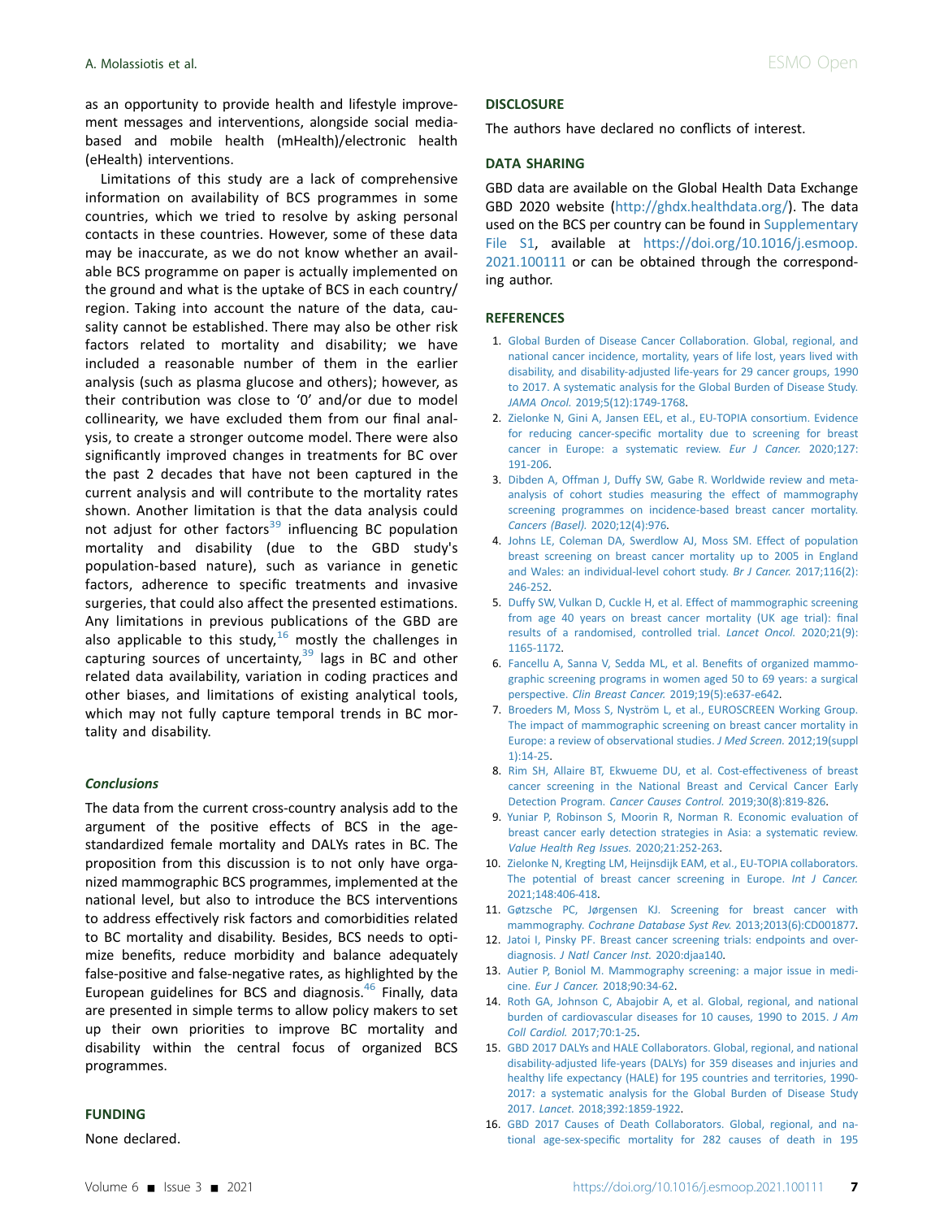as an opportunity to provide health and lifestyle improvement messages and interventions, alongside social media-based and mobile health (mHealth)/electronic health (eHealth) interventions.

Limitations of this study are a lack of comprehensive information on availability of BCS programmes in some countries, which we tried to resolve by asking personal contacts in these countries. However, some of these data may be inaccurate, as we do not know whether an available BCS programme on paper is actually implemented on the ground and what is the uptake of BCS in each country/region. Taking into account the nature of the data, causality cannot be established. There may also be other risk factors related to mortality and disability; we have included a reasonable number of them in the earlier analysis (such as plasma glucose and others); however, as their contribution was close to '0' and/or due to model collinearity, we have excluded them from our final analysis, to create a stronger outcome model. There were also significantly improved changes in treatments for BC over the past 2 decades that have not been captured in the current analysis and will contribute to the mortality rates shown. Another limitation is that the data analysis could not adjust for other factors[39] influencing BC population mortality and disability (due to the GBD study's population-based nature), such as variance in genetic factors, adherence to specific treatments and invasive surgeries, that could also affect the presented estimations. Any limitations in previous publications of the GBD are also applicable to this study,[16] mostly the challenges in capturing sources of uncertainty,[39] lags in BC and other related data availability, variation in coding practices and other biases, and limitations of existing analytical tools, which may not fully capture temporal trends in BC mortality and disability.

### *Conclusions*

The data from the current cross-country analysis add to the argument of the positive effects of BCS in the age-standardized female mortality and DALYs rates in BC. The proposition from this discussion is to not only have organized mammographic BCS programmes, implemented at the national level, but also to introduce the BCS interventions to address effectively risk factors and comorbidities related to BC mortality and disability. Besides, BCS needs to optimize benefits, reduce morbidity and balance adequately false-positive and false-negative rates, as highlighted by the European guidelines for BCS and diagnosis.[46] Finally, data are presented in simple terms to allow policy makers to set up their own priorities to improve BC mortality and disability within the central focus of organized BCS programmes.

## FUNDING

None declared.

## DISCLOSURE

The authors have declared no conflicts of interest.

## DATA SHARING

GBD data are available on the Global Health Data Exchange GBD 2020 website (http://ghdx.healthdata.org/). The data used on the BCS per country can be found in Supplementary File S1, available at https://doi.org/10.1016/j.esmoop.2021.100111 or can be obtained through the corresponding author.

## REFERENCES

1. Global Burden of Disease Cancer Collaboration. Global, regional, and national cancer incidence, mortality, years of life lost, years lived with disability, and disability-adjusted life-years for 29 cancer groups, 1990 to 2017. A systematic analysis for the Global Burden of Disease Study. *JAMA Oncol.* 2019;5(12):1749-1768.
2. Zielonke N, Gini A, Jansen EEL, et al., EU-TOPIA consortium. Evidence for reducing cancer-specific mortality due to screening for breast cancer in Europe: a systematic review. *Eur J Cancer.* 2020;127:191-206.
3. Dibden A, Offman J, Duffy SW, Gabe R. Worldwide review and meta-analysis of cohort studies measuring the effect of mammography screening programmes on incidence-based breast cancer mortality. *Cancers (Basel).* 2020;12(4):976.
4. Johns LE, Coleman DA, Swerdlow AJ, Moss SM. Effect of population breast screening on breast cancer mortality up to 2005 in England and Wales: an individual-level cohort study. *Br J Cancer.* 2017;116(2):246-252.
5. Duffy SW, Vulkan D, Cuckle H, et al. Effect of mammographic screening from age 40 years on breast cancer mortality (UK age trial): final results of a randomised, controlled trial. *Lancet Oncol.* 2020;21(9):1165-1172.
6. Fancellu A, Sanna V, Sedda ML, et al. Benefits of organized mammographic screening programs in women aged 50 to 69 years: a surgical perspective. *Clin Breast Cancer.* 2019;19(5):e637-e642.
7. Broeders M, Moss S, Nyström L, et al., EUROSCREEN Working Group. The impact of mammographic screening on breast cancer mortality in Europe: a review of observational studies. *J Med Screen.* 2012;19(suppl 1):14-25.
8. Rim SH, Allaire BT, Ekwueme DU, et al. Cost-effectiveness of breast cancer screening in the National Breast and Cervical Cancer Early Detection Program. *Cancer Causes Control.* 2019;30(8):819-826.
9. Yuniar P, Robinson S, Moorin R, Norman R. Economic evaluation of breast cancer early detection strategies in Asia: a systematic review. *Value Health Reg Issues.* 2020;21:252-263.
10. Zielonke N, Kregting LM, Heijnsdijk EAM, et al., EU-TOPIA collaborators. The potential of breast cancer screening in Europe. *Int J Cancer.* 2021;148:406-418.
11. Gøtzsche PC, Jørgensen KJ. Screening for breast cancer with mammography. *Cochrane Database Syst Rev.* 2013;2013(6):CD001877.
12. Jatoi I, Pinsky PF. Breast cancer screening trials: endpoints and overdiagnosis. *J Natl Cancer Inst.* 2020:djaa140.
13. Autier P, Boniol M. Mammography screening: a major issue in medicine. *Eur J Cancer.* 2018;90:34-62.
14. Roth GA, Johnson C, Abajobir A, et al. Global, regional, and national burden of cardiovascular diseases for 10 causes, 1990 to 2015. *J Am Coll Cardiol.* 2017;70:1-25.
15. GBD 2017 DALYs and HALE Collaborators. Global, regional, and national disability-adjusted life-years (DALYs) for 359 diseases and injuries and healthy life expectancy (HALE) for 195 countries and territories, 1990-2017: a systematic analysis for the Global Burden of Disease Study 2017. *Lancet.* 2018;392:1859-1922.
16. GBD 2017 Causes of Death Collaborators. Global, regional, and national age-sex-specific mortality for 282 causes of death in 195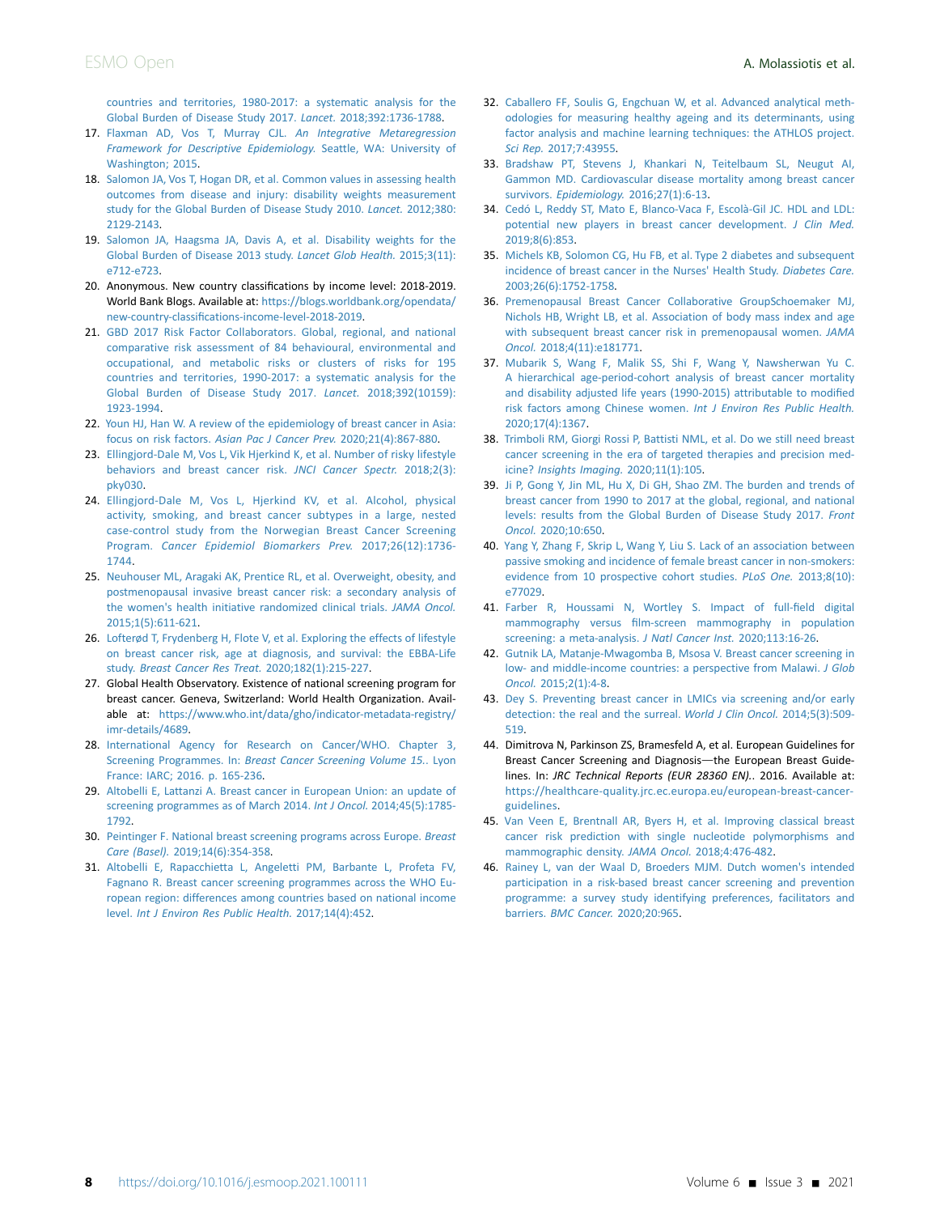countries and territories, 1980-2017: a systematic analysis for the Global Burden of Disease Study 2017. *Lancet.* 2018;392:1736-1788.

17. Flaxman AD, Vos T, Murray CJL. *An Integrative Metaregression Framework for Descriptive Epidemiology.* Seattle, WA: University of Washington; 2015.
18. Salomon JA, Vos T, Hogan DR, et al. Common values in assessing health outcomes from disease and injury: disability weights measurement study for the Global Burden of Disease Study 2010. *Lancet.* 2012;380:2129-2143.
19. Salomon JA, Haagsma JA, Davis A, et al. Disability weights for the Global Burden of Disease 2013 study. *Lancet Glob Health.* 2015;3(11):e712-e723.
20. Anonymous. New country classifications by income level: 2018-2019. World Bank Blogs. Available at: https://blogs.worldbank.org/opendata/new-country-classifications-income-level-2018-2019.
21. GBD 2017 Risk Factor Collaborators. Global, regional, and national comparative risk assessment of 84 behavioural, environmental and occupational, and metabolic risks or clusters of risks for 195 countries and territories, 1990-2017: a systematic analysis for the Global Burden of Disease Study 2017. *Lancet.* 2018;392(10159):1923-1994.
22. Youn HJ, Han W. A review of the epidemiology of breast cancer in Asia: focus on risk factors. *Asian Pac J Cancer Prev.* 2020;21(4):867-880.
23. Ellingjord-Dale M, Vos L, Vik Hjerkind K, et al. Number of risky lifestyle behaviors and breast cancer risk. *JNCI Cancer Spectr.* 2018;2(3):pky030.
24. Ellingjord-Dale M, Vos L, Hjerkind KV, et al. Alcohol, physical activity, smoking, and breast cancer subtypes in a large, nested case-control study from the Norwegian Breast Cancer Screening Program. *Cancer Epidemiol Biomarkers Prev.* 2017;26(12):1736-1744.
25. Neuhouser ML, Aragaki AK, Prentice RL, et al. Overweight, obesity, and postmenopausal invasive breast cancer risk: a secondary analysis of the women's health initiative randomized clinical trials. *JAMA Oncol.* 2015;1(5):611-621.
26. Lofterød T, Frydenberg H, Flote V, et al. Exploring the effects of lifestyle on breast cancer risk, age at diagnosis, and survival: the EBBA-Life study. *Breast Cancer Res Treat.* 2020;182(1):215-227.
27. Global Health Observatory. Existence of national screening program for breast cancer. Geneva, Switzerland: World Health Organization. Available at: https://www.who.int/data/gho/indicator-metadata-registry/imr-details/4689.
28. International Agency for Research on Cancer/WHO. Chapter 3, Screening Programmes. In: *Breast Cancer Screening Volume 15.*. Lyon France: IARC; 2016. p. 165-236.
29. Altobelli E, Lattanzi A. Breast cancer in European Union: an update of screening programmes as of March 2014. *Int J Oncol.* 2014;45(5):1785-1792.
30. Peintinger F. National breast screening programs across Europe. *Breast Care (Basel).* 2019;14(6):354-358.
31. Altobelli E, Rapacchietta L, Angeletti PM, Barbante L, Profeta FV, Fagnano R. Breast cancer screening programmes across the WHO European region: differences among countries based on national income level. *Int J Environ Res Public Health.* 2017;14(4):452.
32. Caballero FF, Soulis G, Engchuan W, et al. Advanced analytical methodologies for measuring healthy ageing and its determinants, using factor analysis and machine learning techniques: the ATHLOS project. *Sci Rep.* 2017;7:43955.
33. Bradshaw PT, Stevens J, Khankari N, Teitelbaum SL, Neugut AI, Gammon MD. Cardiovascular disease mortality among breast cancer survivors. *Epidemiology.* 2016;27(1):6-13.
34. Cedó L, Reddy ST, Mato E, Blanco-Vaca F, Escolà-Gil JC. HDL and LDL: potential new players in breast cancer development. *J Clin Med.* 2019;8(6):853.
35. Michels KB, Solomon CG, Hu FB, et al. Type 2 diabetes and subsequent incidence of breast cancer in the Nurses' Health Study. *Diabetes Care.* 2003;26(6):1752-1758.
36. Premenopausal Breast Cancer Collaborative GroupSchoemaker MJ, Nichols HB, Wright LB, et al. Association of body mass index and age with subsequent breast cancer risk in premenopausal women. *JAMA Oncol.* 2018;4(11):e181771.
37. Mubarik S, Wang F, Malik SS, Shi F, Wang Y, Nawsherwan Yu C. A hierarchical age-period-cohort analysis of breast cancer mortality and disability adjusted life years (1990-2015) attributable to modified risk factors among Chinese women. *Int J Environ Res Public Health.* 2020;17(4):1367.
38. Trimboli RM, Giorgi Rossi P, Battisti NML, et al. Do we still need breast cancer screening in the era of targeted therapies and precision medicine? *Insights Imaging.* 2020;11(1):105.
39. Ji P, Gong Y, Jin ML, Hu X, Di GH, Shao ZM. The burden and trends of breast cancer from 1990 to 2017 at the global, regional, and national levels: results from the Global Burden of Disease Study 2017. *Front Oncol.* 2020;10:650.
40. Yang Y, Zhang F, Skrip L, Wang Y, Liu S. Lack of an association between passive smoking and incidence of female breast cancer in non-smokers: evidence from 10 prospective cohort studies. *PLoS One.* 2013;8(10):e77029.
41. Farber R, Houssami N, Wortley S. Impact of full-field digital mammography versus film-screen mammography in population screening: a meta-analysis. *J Natl Cancer Inst.* 2020;113:16-26.
42. Gutnik LA, Matanje-Mwagomba B, Msosa V. Breast cancer screening in low- and middle-income countries: a perspective from Malawi. *J Glob Oncol.* 2015;2(1):4-8.
43. Dey S. Preventing breast cancer in LMICs via screening and/or early detection: the real and the surreal. *World J Clin Oncol.* 2014;5(3):509-519.
44. Dimitrova N, Parkinson ZS, Bramesfeld A, et al. European Guidelines for Breast Cancer Screening and Diagnosis—the European Breast Guidelines. In: *JRC Technical Reports (EUR 28360 EN).*. 2016. Available at: https://healthcare-quality.jrc.ec.europa.eu/european-breast-cancer-guidelines.
45. Van Veen E, Brentnall AR, Byers H, et al. Improving classical breast cancer risk prediction with single nucleotide polymorphisms and mammographic density. *JAMA Oncol.* 2018;4:476-482.
46. Rainey L, van der Waal D, Broeders MJM. Dutch women's intended participation in a risk-based breast cancer screening and prevention programme: a survey study identifying preferences, facilitators and barriers. *BMC Cancer.* 2020;20:965.